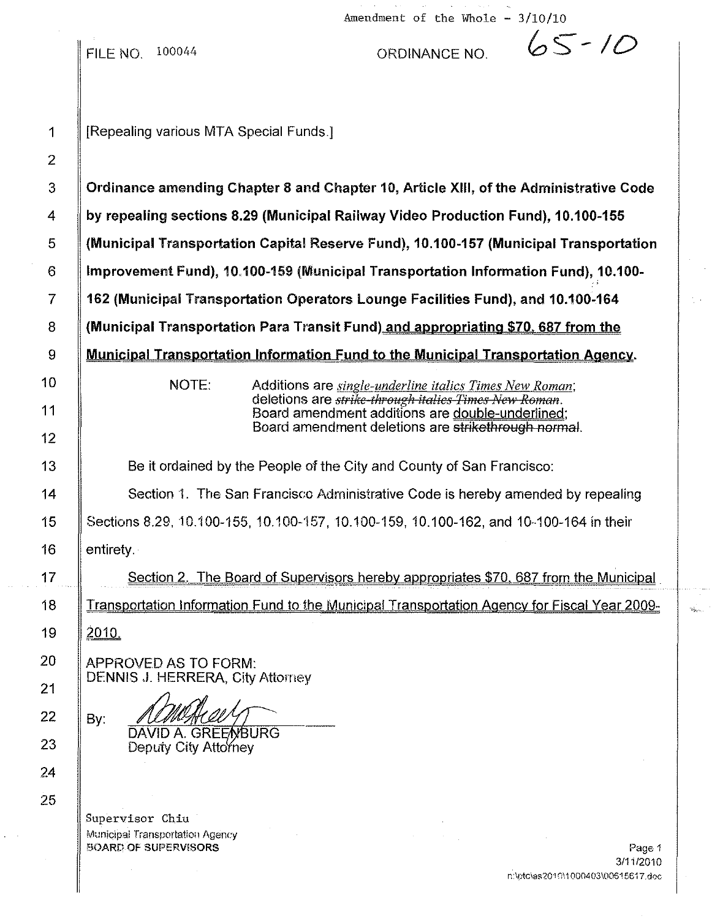Amendment of the Whole - 3/10/10

FILE NO. 100044 ORDINANCE NO. 65-10

[Repealing various MTA Special Funds.]

**Ordinance amending Chapter 8 and Chapter 10, Article XIII, of the Administrative Code by repealing sections 8.29 (Municipal Railway Video Production Fund), 10.100-155 (Municipal Transportation Capital Reserve Fund), 10.100-157 (Municipal Transportation Improvement Fund), 10.100-159 (Municipal Transportation Information Fund), 10.100-162 (Municipal Transportation Operators Lounge Facilities Fund), and 10.100-164 (Municipal Transportation Para Transit Fund) and appropriating $70, 687 from the Municipal Transportation Information Fund to the Municipal Transportation Agency.**

NOTE: Additions are *single-underline italics Times New Roman*; deletions are ~~*strike-through italics Times New Roman*~~. Board amendment additions are double-underlined; Board amendment deletions are ~~strikethrough normal~~.

Be it ordained by the People of the City and County of San Francisco:

Section 1. The San Francisco Administrative Code is hereby amended by repealing Sections 8.29, 10.100-155, 10.100-157, 10.100-159, 10.100-162, and 10-100-164 in their entirety.

Section 2. The Board of Supervisors hereby appropriates $70, 687 from the Municipal Transportation Information Fund to the Municipal Transportation Agency for Fiscal Year 2009-2010.

APPROVED AS TO FORM:
DENNIS J. HERRERA, City Attorney

By: DAVID A. GREENBURG
Deputy City Attorney

Supervisor Chiu
Municipal Transportation Agency
BOARD OF SUPERVISORS

3/11/2010
n:\ptc\as2010\1000403\00615617.doc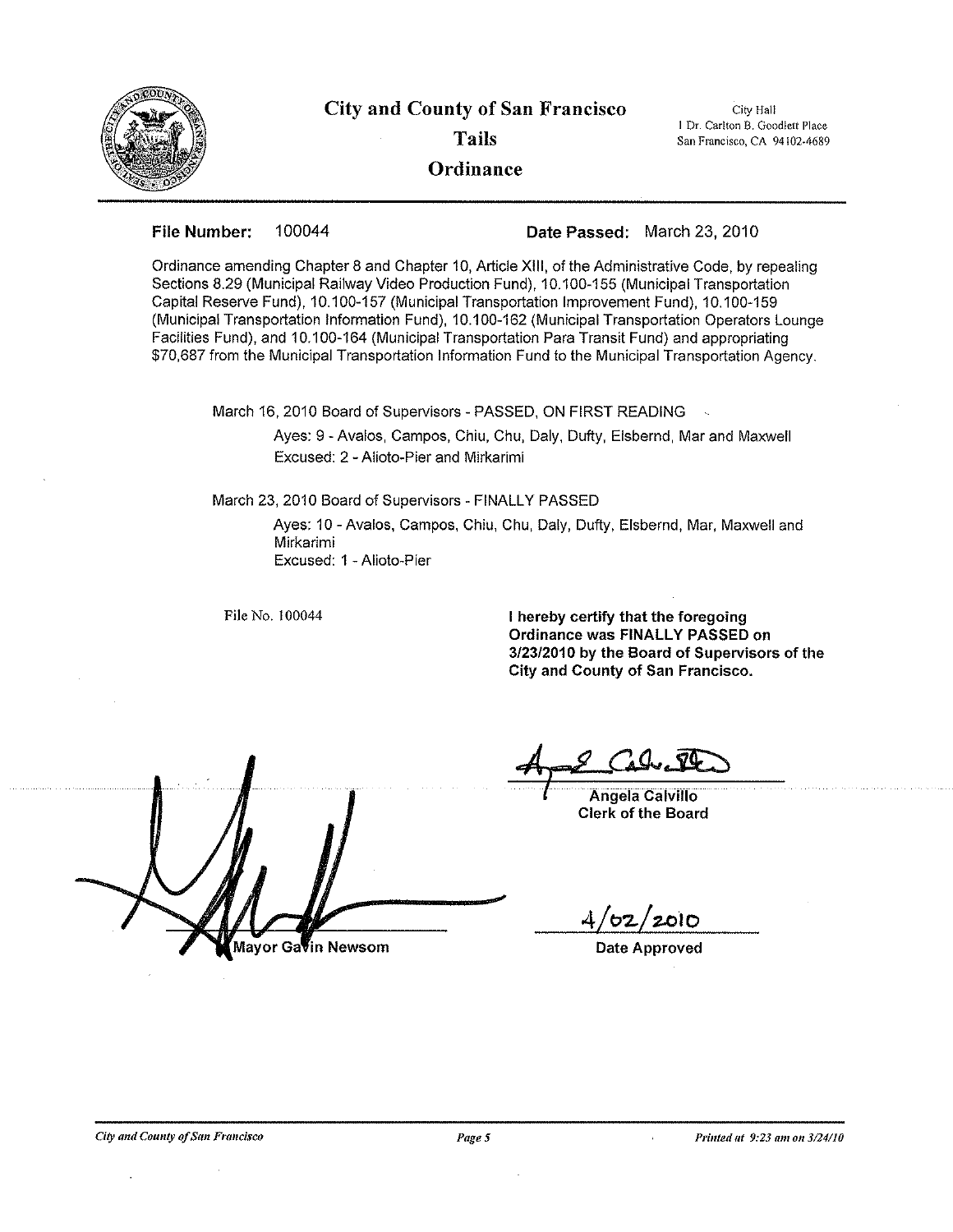# City and County of San Francisco

## Tails

## Ordinance

City Hall
1 Dr. Carlton B. Goodlett Place
San Francisco, CA 94102-4689

**File Number:** 100044 **Date Passed:** March 23, 2010

Ordinance amending Chapter 8 and Chapter 10, Article XIII, of the Administrative Code, by repealing Sections 8.29 (Municipal Railway Video Production Fund), 10.100-155 (Municipal Transportation Capital Reserve Fund), 10.100-157 (Municipal Transportation Improvement Fund), 10.100-159 (Municipal Transportation Information Fund), 10.100-162 (Municipal Transportation Operators Lounge Facilities Fund), and 10.100-164 (Municipal Transportation Para Transit Fund) and appropriating $70,687 from the Municipal Transportation Information Fund to the Municipal Transportation Agency.

March 16, 2010 Board of Supervisors - PASSED, ON FIRST READING

Ayes: 9 - Avalos, Campos, Chiu, Chu, Daly, Dufty, Elsbernd, Mar and Maxwell
Excused: 2 - Alioto-Pier and Mirkarimi

March 23, 2010 Board of Supervisors - FINALLY PASSED

Ayes: 10 - Avalos, Campos, Chiu, Chu, Daly, Dufty, Elsbernd, Mar, Maxwell and Mirkarimi
Excused: 1 - Alioto-Pier

File No. 100044

**I hereby certify that the foregoing Ordinance was FINALLY PASSED on 3/23/2010 by the Board of Supervisors of the City and County of San Francisco.**

**Angela Calvillo**
**Clerk of the Board**

Mayor Gavin Newsom

4/02/2010
**Date Approved**